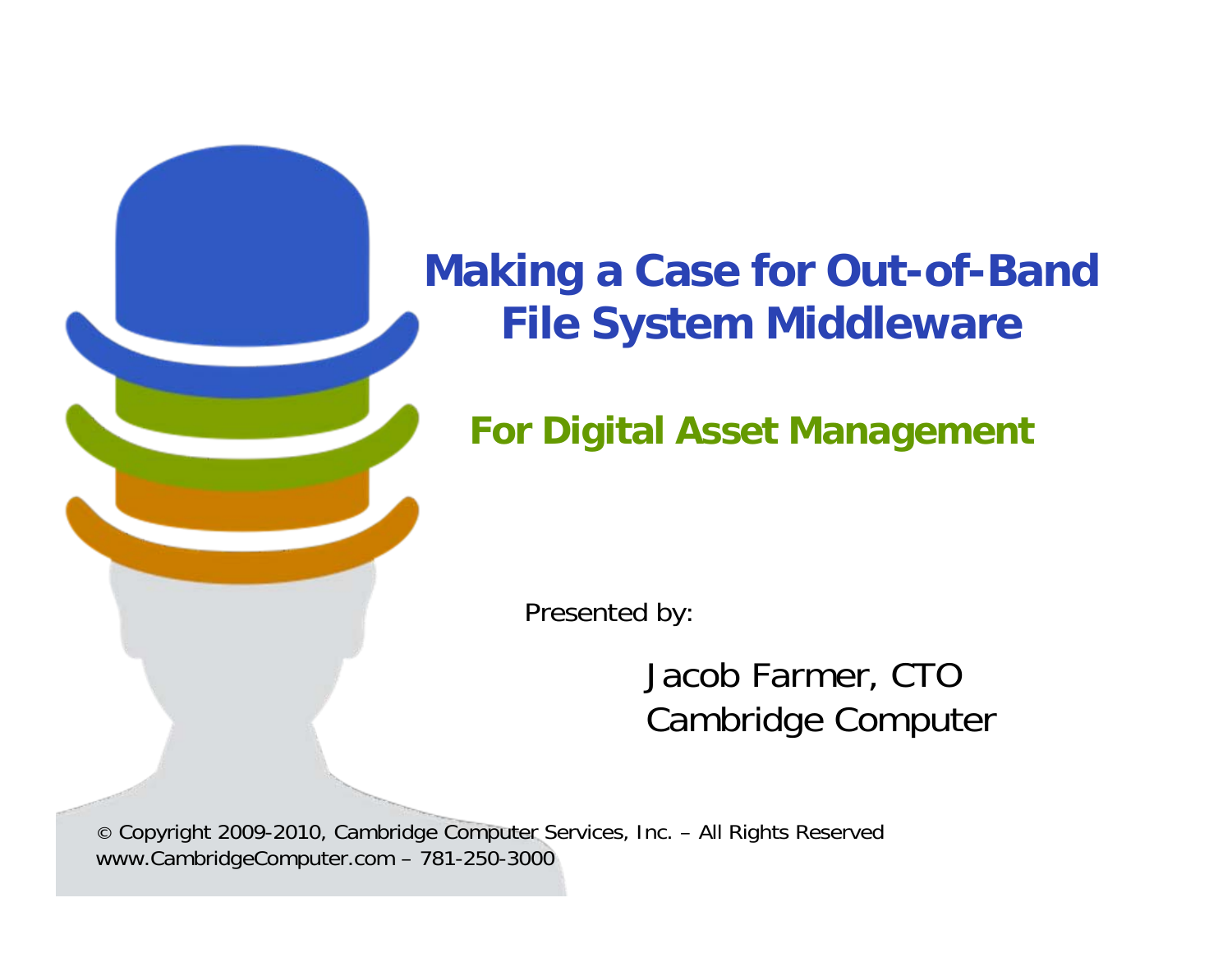# Making a Case for Out-of-Band File System Middleware

## For Digital Asset Management

Presented by:

Jacob Farmer, CTO
Cambridge Computer

© Copyright 2009-2010, Cambridge Computer Services, Inc. – All Rights Reserved
www.CambridgeComputer.com – 781-250-3000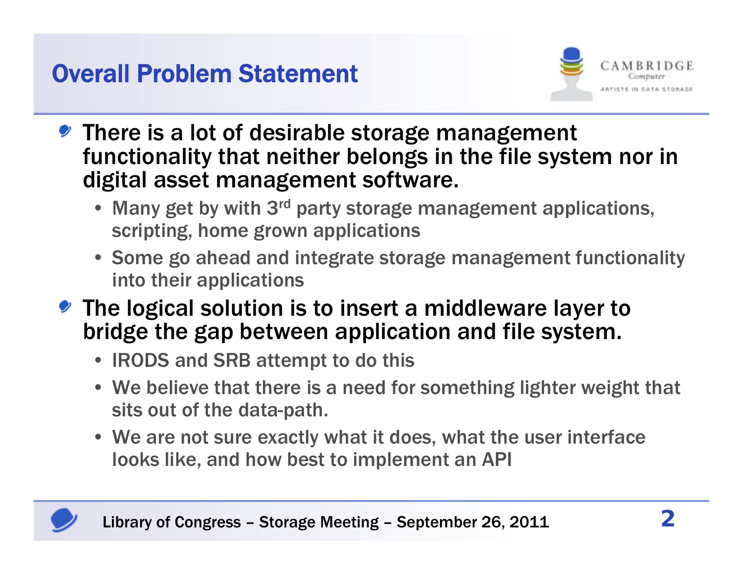# Overall Problem Statement

- There is a lot of desirable storage management functionality that neither belongs in the file system nor in digital asset management software.
  - Many get by with 3rd party storage management applications, scripting, home grown applications
  - Some go ahead and integrate storage management functionality into their applications
- The logical solution is to insert a middleware layer to bridge the gap between application and file system.
  - IRODS and SRB attempt to do this
  - We believe that there is a need for something lighter weight that sits out of the data-path.
  - We are not sure exactly what it does, what the user interface looks like, and how best to implement an API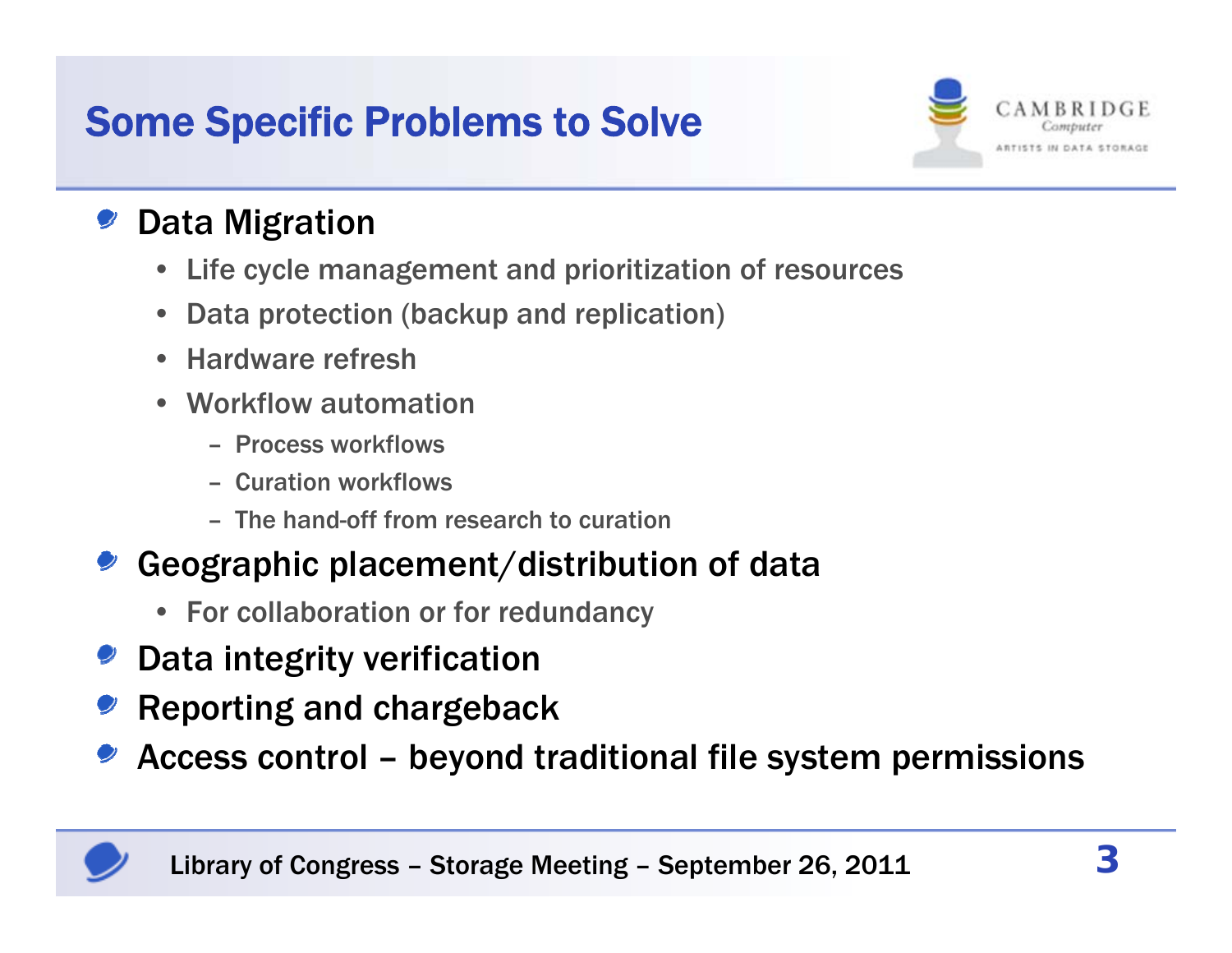# Some Specific Problems to Solve

- Data Migration
  - Life cycle management and prioritization of resources
  - Data protection (backup and replication)
  - Hardware refresh
  - Workflow automation
    - Process workflows
    - Curation workflows
    - The hand-off from research to curation
- Geographic placement/distribution of data
  - For collaboration or for redundancy
- Data integrity verification
- Reporting and chargeback
- Access control – beyond traditional file system permissions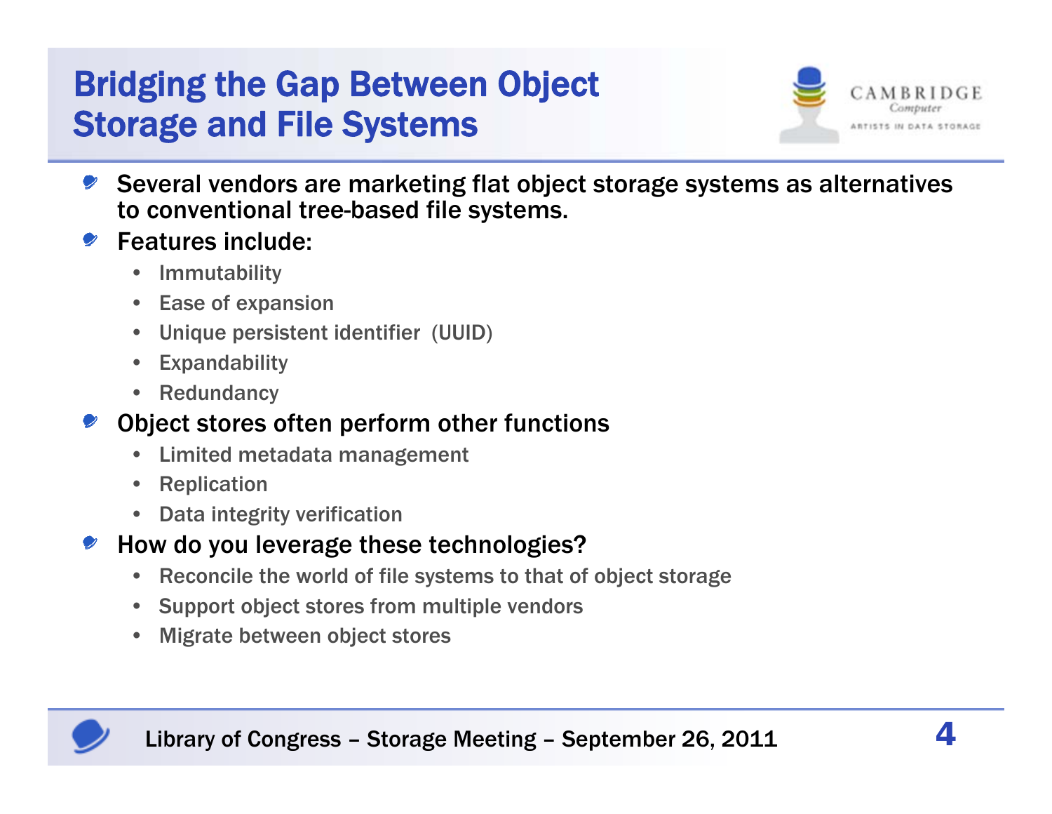# Bridging the Gap Between Object Storage and File Systems

- Several vendors are marketing flat object storage systems as alternatives to conventional tree-based file systems.
- Features include:
  - Immutability
  - Ease of expansion
  - Unique persistent identifier (UUID)
  - Expandability
  - Redundancy
- Object stores often perform other functions
  - Limited metadata management
  - Replication
  - Data integrity verification
- How do you leverage these technologies?
  - Reconcile the world of file systems to that of object storage
  - Support object stores from multiple vendors
  - Migrate between object stores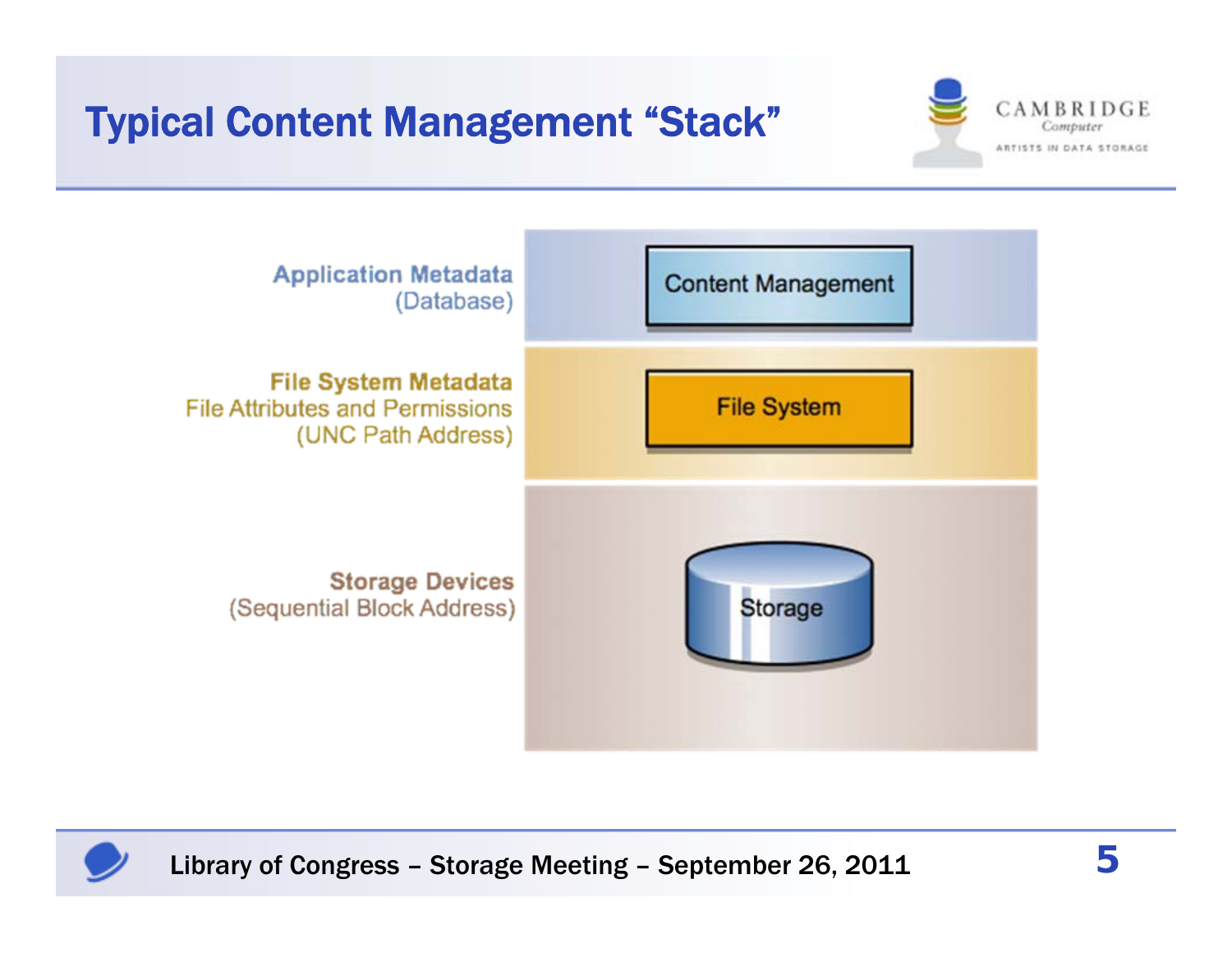# Typical Content Management "Stack"

| Layer | Component |
| --- | --- |
| **Application Metadata** (Database) | Content Management |
| **File System Metadata** File Attributes and Permissions (UNC Path Address) | File System |
| **Storage Devices** (Sequential Block Address) | Storage |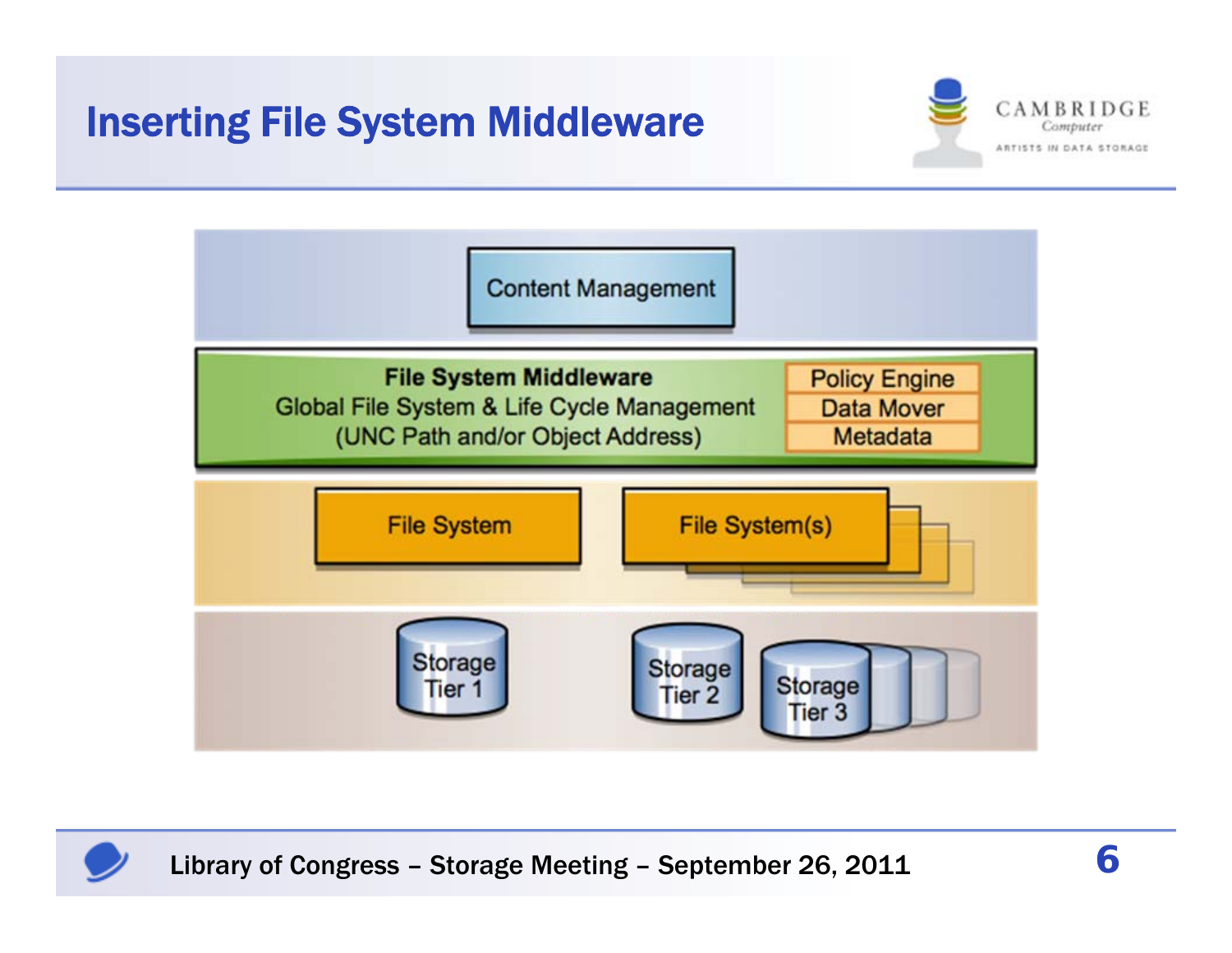# Inserting File System Middleware

Content Management

**File System Middleware**
Global File System & Life Cycle Management
(UNC Path and/or Object Address)

- Policy Engine
- Data Mover
- Metadata

File System

File System(s)

Storage Tier 1

Storage Tier 2

Storage Tier 3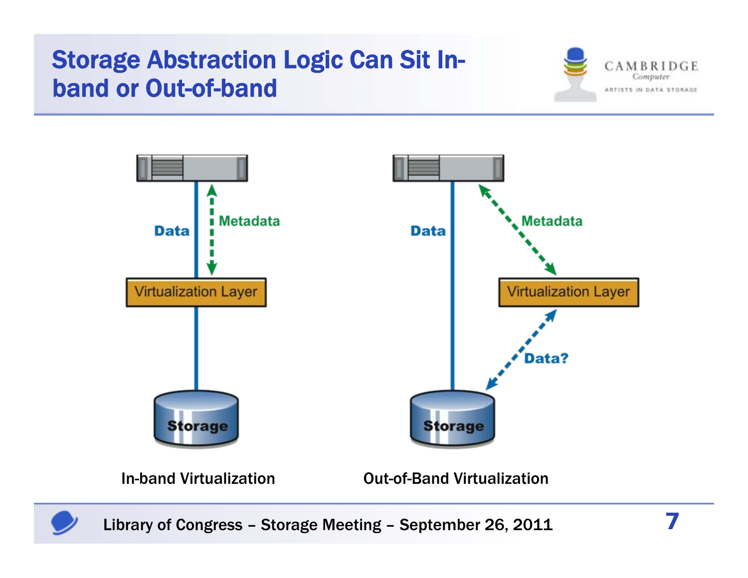# Storage Abstraction Logic Can Sit In-band or Out-of-band

Data

Metadata

Virtualization Layer

Storage

In-band Virtualization

Data

Metadata

Virtualization Layer

Data?

Storage

Out-of-Band Virtualization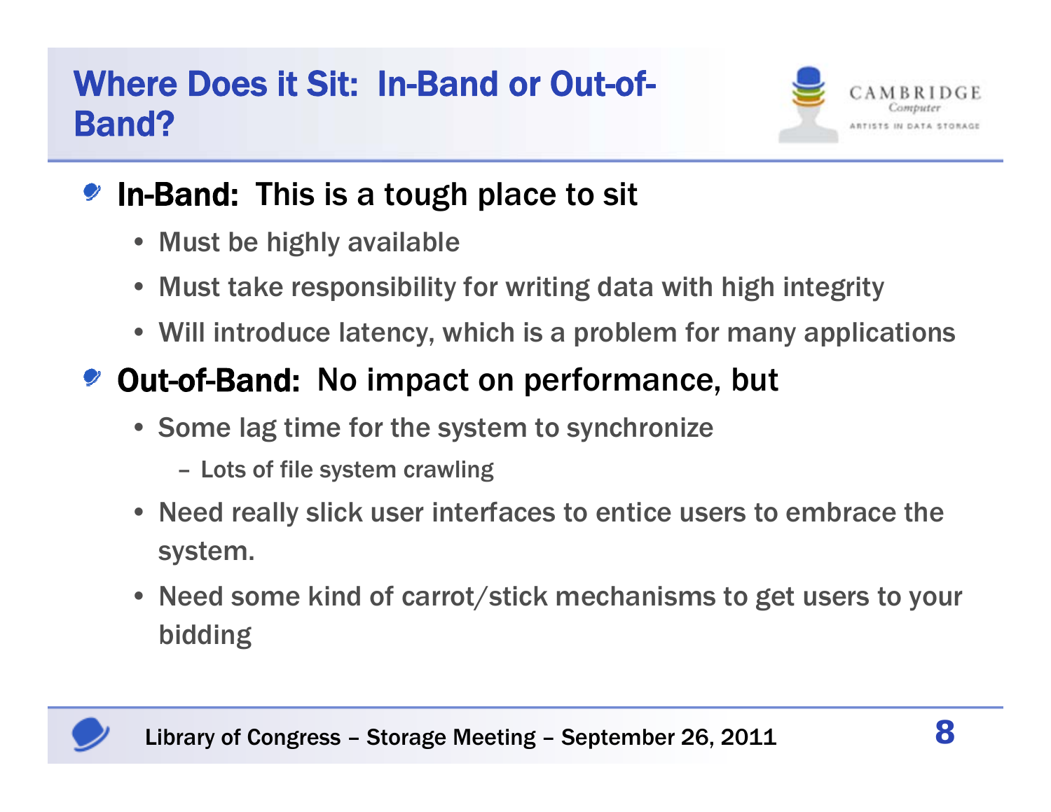# Where Does it Sit: In-Band or Out-of-Band?

- **In-Band:** This is a tough place to sit
  - Must be highly available
  - Must take responsibility for writing data with high integrity
  - Will introduce latency, which is a problem for many applications
- **Out-of-Band:** No impact on performance, but
  - Some lag time for the system to synchronize
    - Lots of file system crawling
  - Need really slick user interfaces to entice users to embrace the system.
  - Need some kind of carrot/stick mechanisms to get users to your bidding